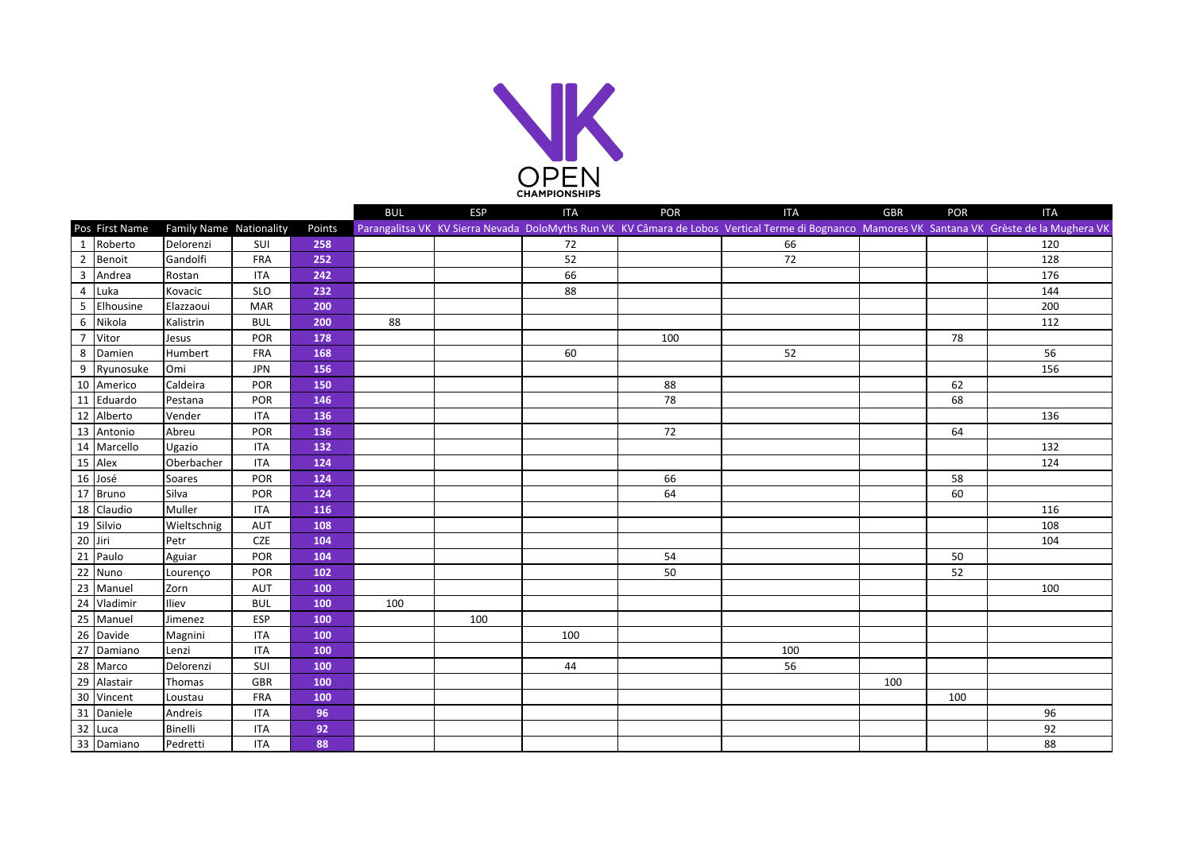# VK OPEN CHAMPIONSHIPS

| | | | | | BUL | ESP | ITA | POR | ITA | GBR | POR | ITA |
|---|---|---|---|---|---|---|---|---|---|---|---|---|
| Pos | First Name | Family Name | Nationality | Points | Parangalitsa VK | KV Sierra Nevada | DoloMyths Run VK | KV Câmara de Lobos | Vertical Terme di Bognanco | Mamores VK | Santana VK | Grèste de la Mughera VK |
| 1 | Roberto | Delorenzi | SUI | 258 | | | 72 | | 66 | | | 120 |
| 2 | Benoit | Gandolfi | FRA | 252 | | | 52 | | 72 | | | 128 |
| 3 | Andrea | Rostan | ITA | 242 | | | 66 | | | | | 176 |
| 4 | Luka | Kovacic | SLO | 232 | | | 88 | | | | | 144 |
| 5 | Elhousine | Elazzaoui | MAR | 200 | | | | | | | | 200 |
| 6 | Nikola | Kalistrin | BUL | 200 | 88 | | | | | | | 112 |
| 7 | Vitor | Jesus | POR | 178 | | | | 100 | | | 78 | |
| 8 | Damien | Humbert | FRA | 168 | | | 60 | | 52 | | | 56 |
| 9 | Ryunosuke | Omi | JPN | 156 | | | | | | | | 156 |
| 10 | Americo | Caldeira | POR | 150 | | | | 88 | | | 62 | |
| 11 | Eduardo | Pestana | POR | 146 | | | | 78 | | | 68 | |
| 12 | Alberto | Vender | ITA | 136 | | | | | | | | 136 |
| 13 | Antonio | Abreu | POR | 136 | | | | 72 | | | 64 | |
| 14 | Marcello | Ugazio | ITA | 132 | | | | | | | | 132 |
| 15 | Alex | Oberbacher | ITA | 124 | | | | | | | | 124 |
| 16 | José | Soares | POR | 124 | | | | 66 | | | 58 | |
| 17 | Bruno | Silva | POR | 124 | | | | 64 | | | 60 | |
| 18 | Claudio | Muller | ITA | 116 | | | | | | | | 116 |
| 19 | Silvio | Wieltschnig | AUT | 108 | | | | | | | | 108 |
| 20 | Jiri | Petr | CZE | 104 | | | | | | | | 104 |
| 21 | Paulo | Aguiar | POR | 104 | | | | 54 | | | 50 | |
| 22 | Nuno | Lourenço | POR | 102 | | | | 50 | | | 52 | |
| 23 | Manuel | Zorn | AUT | 100 | | | | | | | | 100 |
| 24 | Vladimir | Iliev | BUL | 100 | 100 | | | | | | | |
| 25 | Manuel | Jimenez | ESP | 100 | | 100 | | | | | | |
| 26 | Davide | Magnini | ITA | 100 | | | 100 | | | | | |
| 27 | Damiano | Lenzi | ITA | 100 | | | | | 100 | | | |
| 28 | Marco | Delorenzi | SUI | 100 | | | 44 | | 56 | | | |
| 29 | Alastair | Thomas | GBR | 100 | | | | | | 100 | | |
| 30 | Vincent | Loustau | FRA | 100 | | | | | | | 100 | |
| 31 | Daniele | Andreis | ITA | 96 | | | | | | | | 96 |
| 32 | Luca | Binelli | ITA | 92 | | | | | | | | 92 |
| 33 | Damiano | Pedretti | ITA | 88 | | | | | | | | 88 |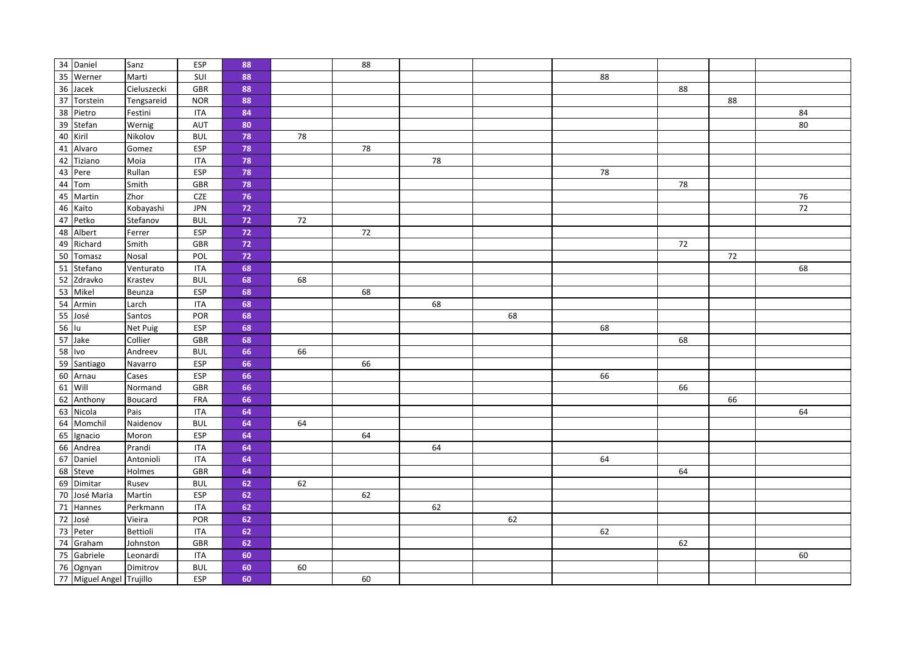| | | | | | | | | | | | | |
|---|---|---|---|---|---|---|---|---|---|---|---|---|
| 34 | Daniel | Sanz | ESP | 88 | | 88 | | | | | | |
| 35 | Werner | Marti | SUI | 88 | | | | | 88 | | | |
| 36 | Jacek | Cieluszecki | GBR | 88 | | | | | | 88 | | |
| 37 | Torstein | Tengsareid | NOR | 88 | | | | | | | 88 | |
| 38 | Pietro | Festini | ITA | 84 | | | | | | | | 84 |
| 39 | Stefan | Wernig | AUT | 80 | | | | | | | | 80 |
| 40 | Kiril | Nikolov | BUL | 78 | 78 | | | | | | | |
| 41 | Alvaro | Gomez | ESP | 78 | | 78 | | | | | | |
| 42 | Tiziano | Moia | ITA | 78 | | | 78 | | | | | |
| 43 | Pere | Rullan | ESP | 78 | | | | | 78 | | | |
| 44 | Tom | Smith | GBR | 78 | | | | | | 78 | | |
| 45 | Martin | Zhor | CZE | 76 | | | | | | | | 76 |
| 46 | Kaito | Kobayashi | JPN | 72 | | | | | | | | 72 |
| 47 | Petko | Stefanov | BUL | 72 | 72 | | | | | | | |
| 48 | Albert | Ferrer | ESP | 72 | | 72 | | | | | | |
| 49 | Richard | Smith | GBR | 72 | | | | | | 72 | | |
| 50 | Tomasz | Nosal | POL | 72 | | | | | | | 72 | |
| 51 | Stefano | Venturato | ITA | 68 | | | | | | | | 68 |
| 52 | Zdravko | Krastev | BUL | 68 | 68 | | | | | | | |
| 53 | Mikel | Beunza | ESP | 68 | | 68 | | | | | | |
| 54 | Armin | Larch | ITA | 68 | | | 68 | | | | | |
| 55 | José | Santos | POR | 68 | | | | 68 | | | | |
| 56 | Iu | Net Puig | ESP | 68 | | | | | 68 | | | |
| 57 | Jake | Collier | GBR | 68 | | | | | | 68 | | |
| 58 | Ivo | Andreev | BUL | 66 | 66 | | | | | | | |
| 59 | Santiago | Navarro | ESP | 66 | | 66 | | | | | | |
| 60 | Arnau | Cases | ESP | 66 | | | | | 66 | | | |
| 61 | Will | Normand | GBR | 66 | | | | | | 66 | | |
| 62 | Anthony | Boucard | FRA | 66 | | | | | | | 66 | |
| 63 | Nicola | Pais | ITA | 64 | | | | | | | | 64 |
| 64 | Momchil | Naidenov | BUL | 64 | 64 | | | | | | | |
| 65 | Ignacio | Moron | ESP | 64 | | 64 | | | | | | |
| 66 | Andrea | Prandi | ITA | 64 | | | 64 | | | | | |
| 67 | Daniel | Antonioli | ITA | 64 | | | | | 64 | | | |
| 68 | Steve | Holmes | GBR | 64 | | | | | | 64 | | |
| 69 | Dimitar | Rusev | BUL | 62 | 62 | | | | | | | |
| 70 | José Maria | Martin | ESP | 62 | | 62 | | | | | | |
| 71 | Hannes | Perkmann | ITA | 62 | | | 62 | | | | | |
| 72 | José | Vieira | POR | 62 | | | | 62 | | | | |
| 73 | Peter | Bettioli | ITA | 62 | | | | | 62 | | | |
| 74 | Graham | Johnston | GBR | 62 | | | | | | 62 | | |
| 75 | Gabriele | Leonardi | ITA | 60 | | | | | | | | 60 |
| 76 | Ognyan | Dimitrov | BUL | 60 | 60 | | | | | | | |
| 77 | Miguel Angel | Trujillo | ESP | 60 | | 60 | | | | | | |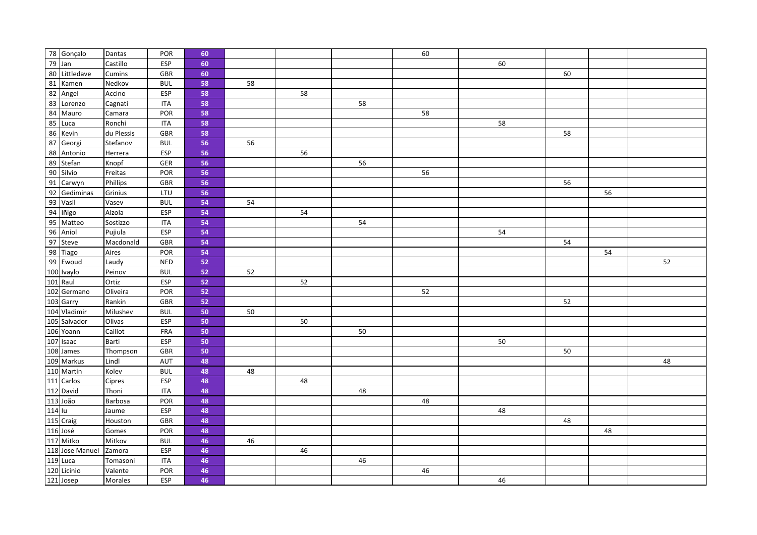| | | | | | | | | | | | | |
|---|---|---|---|---|---|---|---|---|---|---|---|---|
| 78 | Gonçalo | Dantas | POR | 60 | | | | 60 | | | | |
| 79 | Jan | Castillo | ESP | 60 | | | | | 60 | | | |
| 80 | Littledave | Cumins | GBR | 60 | | | | | | 60 | | |
| 81 | Kamen | Nedkov | BUL | 58 | 58 | | | | | | | |
| 82 | Angel | Accino | ESP | 58 | | 58 | | | | | | |
| 83 | Lorenzo | Cagnati | ITA | 58 | | | 58 | | | | | |
| 84 | Mauro | Camara | POR | 58 | | | | 58 | | | | |
| 85 | Luca | Ronchi | ITA | 58 | | | | | 58 | | | |
| 86 | Kevin | du Plessis | GBR | 58 | | | | | | 58 | | |
| 87 | Georgi | Stefanov | BUL | 56 | 56 | | | | | | | |
| 88 | Antonio | Herrera | ESP | 56 | | 56 | | | | | | |
| 89 | Stefan | Knopf | GER | 56 | | | 56 | | | | | |
| 90 | Silvio | Freitas | POR | 56 | | | | 56 | | | | |
| 91 | Carwyn | Phillips | GBR | 56 | | | | | | 56 | | |
| 92 | Gediminas | Grinius | LTU | 56 | | | | | | | 56 | |
| 93 | Vasil | Vasev | BUL | 54 | 54 | | | | | | | |
| 94 | Iñigo | Alzola | ESP | 54 | | 54 | | | | | | |
| 95 | Matteo | Sostizzo | ITA | 54 | | | 54 | | | | | |
| 96 | Aniol | Pujiula | ESP | 54 | | | | | 54 | | | |
| 97 | Steve | Macdonald | GBR | 54 | | | | | | 54 | | |
| 98 | Tiago | Aires | POR | 54 | | | | | | | 54 | |
| 99 | Ewoud | Laudy | NED | 52 | | | | | | | | 52 |
| 100 | Ivaylo | Peinov | BUL | 52 | 52 | | | | | | | |
| 101 | Raul | Ortiz | ESP | 52 | | 52 | | | | | | |
| 102 | Germano | Oliveira | POR | 52 | | | | 52 | | | | |
| 103 | Garry | Rankin | GBR | 52 | | | | | | 52 | | |
| 104 | Vladimir | Milushev | BUL | 50 | 50 | | | | | | | |
| 105 | Salvador | Olivas | ESP | 50 | | 50 | | | | | | |
| 106 | Yoann | Caillot | FRA | 50 | | | 50 | | | | | |
| 107 | Isaac | Barti | ESP | 50 | | | | | 50 | | | |
| 108 | James | Thompson | GBR | 50 | | | | | | 50 | | |
| 109 | Markus | Lindl | AUT | 48 | | | | | | | | 48 |
| 110 | Martin | Kolev | BUL | 48 | 48 | | | | | | | |
| 111 | Carlos | Cipres | ESP | 48 | | 48 | | | | | | |
| 112 | David | Thoni | ITA | 48 | | | 48 | | | | | |
| 113 | João | Barbosa | POR | 48 | | | | 48 | | | | |
| 114 | Iu | Jaume | ESP | 48 | | | | | 48 | | | |
| 115 | Craig | Houston | GBR | 48 | | | | | | 48 | | |
| 116 | José | Gomes | POR | 48 | | | | | | | 48 | |
| 117 | Mitko | Mitkov | BUL | 46 | 46 | | | | | | | |
| 118 | Jose Manuel | Zamora | ESP | 46 | | 46 | | | | | | |
| 119 | Luca | Tomasoni | ITA | 46 | | | 46 | | | | | |
| 120 | Licinio | Valente | POR | 46 | | | | 46 | | | | |
| 121 | Josep | Morales | ESP | 46 | | | | | 46 | | | |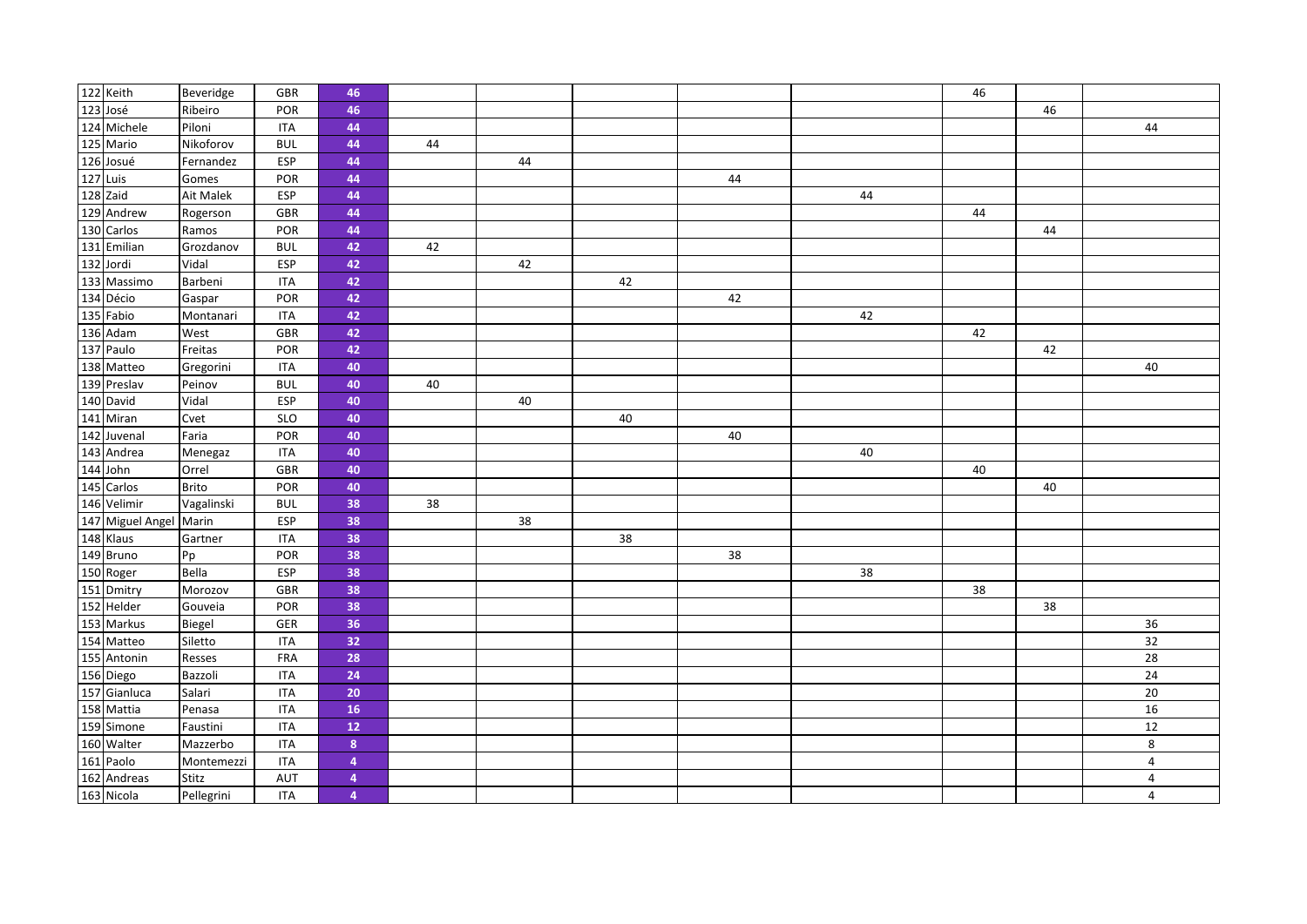| | | | | | | | | | | | | |
|---|---|---|---|---|---|---|---|---|---|---|---|---|
| 122 | Keith | Beveridge | GBR | 46 | | | | | | 46 | | |
| 123 | José | Ribeiro | POR | 46 | | | | | | | 46 | |
| 124 | Michele | Piloni | ITA | 44 | | | | | | | | 44 |
| 125 | Mario | Nikoforov | BUL | 44 | 44 | | | | | | | |
| 126 | Josué | Fernandez | ESP | 44 | | 44 | | | | | | |
| 127 | Luis | Gomes | POR | 44 | | | | 44 | | | | |
| 128 | Zaid | Ait Malek | ESP | 44 | | | | | 44 | | | |
| 129 | Andrew | Rogerson | GBR | 44 | | | | | | 44 | | |
| 130 | Carlos | Ramos | POR | 44 | | | | | | | 44 | |
| 131 | Emilian | Grozdanov | BUL | 42 | 42 | | | | | | | |
| 132 | Jordi | Vidal | ESP | 42 | | 42 | | | | | | |
| 133 | Massimo | Barbeni | ITA | 42 | | | 42 | | | | | |
| 134 | Décio | Gaspar | POR | 42 | | | | 42 | | | | |
| 135 | Fabio | Montanari | ITA | 42 | | | | | 42 | | | |
| 136 | Adam | West | GBR | 42 | | | | | | 42 | | |
| 137 | Paulo | Freitas | POR | 42 | | | | | | | 42 | |
| 138 | Matteo | Gregorini | ITA | 40 | | | | | | | | 40 |
| 139 | Preslav | Peinov | BUL | 40 | 40 | | | | | | | |
| 140 | David | Vidal | ESP | 40 | | 40 | | | | | | |
| 141 | Miran | Cvet | SLO | 40 | | | 40 | | | | | |
| 142 | Juvenal | Faria | POR | 40 | | | | 40 | | | | |
| 143 | Andrea | Menegaz | ITA | 40 | | | | | 40 | | | |
| 144 | John | Orrel | GBR | 40 | | | | | | 40 | | |
| 145 | Carlos | Brito | POR | 40 | | | | | | | 40 | |
| 146 | Velimir | Vagalinski | BUL | 38 | 38 | | | | | | | |
| 147 | Miguel Angel | Marin | ESP | 38 | | 38 | | | | | | |
| 148 | Klaus | Gartner | ITA | 38 | | | 38 | | | | | |
| 149 | Bruno | Pp | POR | 38 | | | | 38 | | | | |
| 150 | Roger | Bella | ESP | 38 | | | | | 38 | | | |
| 151 | Dmitry | Morozov | GBR | 38 | | | | | | 38 | | |
| 152 | Helder | Gouveia | POR | 38 | | | | | | | 38 | |
| 153 | Markus | Biegel | GER | 36 | | | | | | | | 36 |
| 154 | Matteo | Siletto | ITA | 32 | | | | | | | | 32 |
| 155 | Antonin | Resses | FRA | 28 | | | | | | | | 28 |
| 156 | Diego | Bazzoli | ITA | 24 | | | | | | | | 24 |
| 157 | Gianluca | Salari | ITA | 20 | | | | | | | | 20 |
| 158 | Mattia | Penasa | ITA | 16 | | | | | | | | 16 |
| 159 | Simone | Faustini | ITA | 12 | | | | | | | | 12 |
| 160 | Walter | Mazzerbo | ITA | 8 | | | | | | | | 8 |
| 161 | Paolo | Montemezzi | ITA | 4 | | | | | | | | 4 |
| 162 | Andreas | Stitz | AUT | 4 | | | | | | | | 4 |
| 163 | Nicola | Pellegrini | ITA | 4 | | | | | | | | 4 |